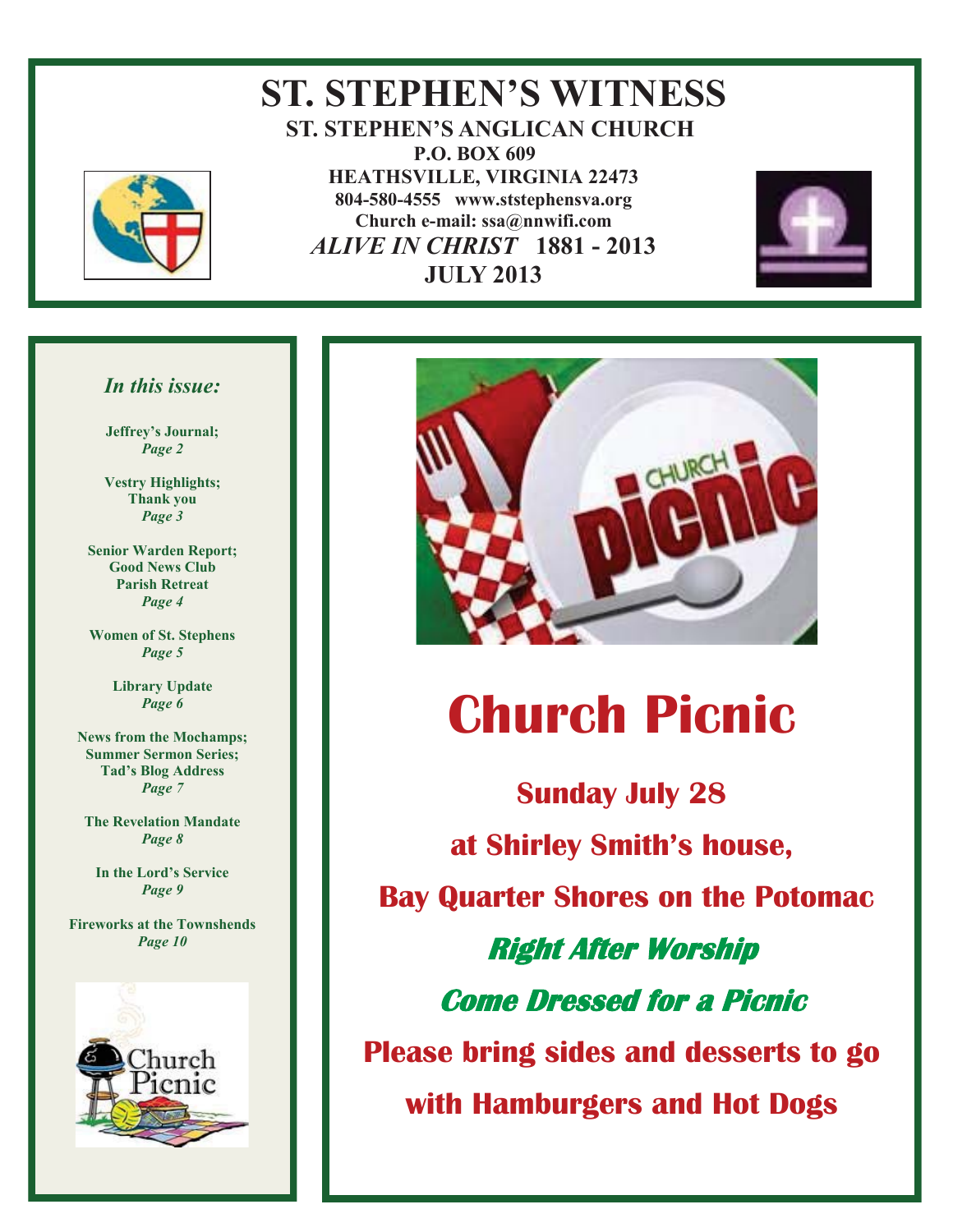# ST. STEPHEN'S WITNESS

**ST. STEPHEN'S ANGLICAN CHURCH**
**P.O. BOX 609**
**HEATHSVILLE, VIRGINIA 22473**
**804-580-4555 www.ststephensva.org**
**Church e-mail: ssa@nnwifi.com**
***ALIVE IN CHRIST* 1881 - 2013**
**JULY 2013**

*In this issue:*

**Jeffrey's Journal;** *Page 2*

**Vestry Highlights; Thank you** *Page 3*

**Senior Warden Report; Good News Club; Parish Retreat** *Page 4*

**Women of St. Stephens** *Page 5*

**Library Update** *Page 6*

**News from the Mochamps; Summer Sermon Series; Tad's Blog Address** *Page 7*

**The Revelation Mandate** *Page 8*

**In the Lord's Service** *Page 9*

**Fireworks at the Townshends** *Page 10*

# Church Picnic

**Sunday July 28**

**at Shirley Smith's house,**

**Bay Quarter Shores on the Potomac**

***Right After Worship***

***Come Dressed for a Picnic***

**Please bring sides and desserts to go with Hamburgers and Hot Dogs**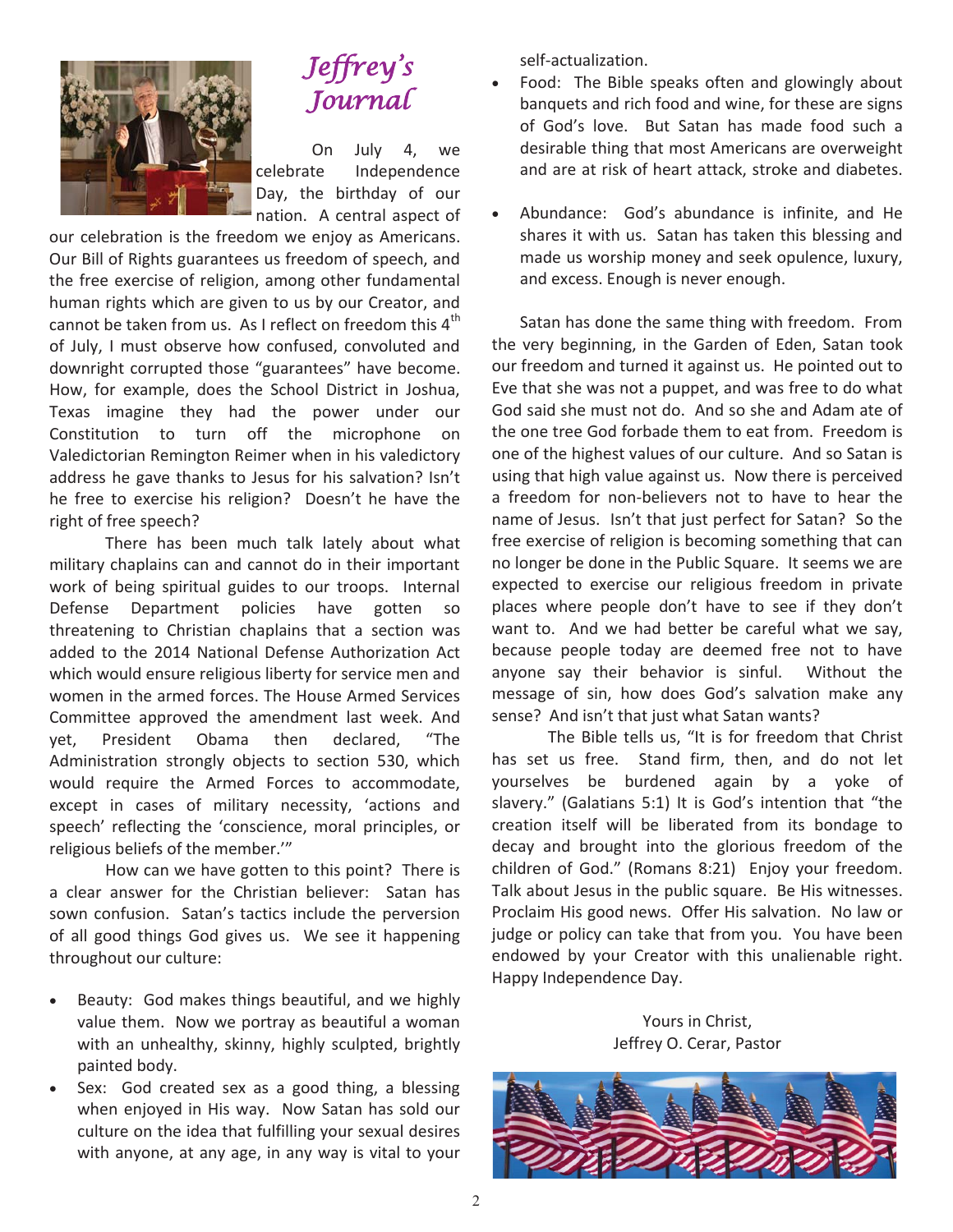# *Jeffrey's Journal*

On July 4, we celebrate Independence Day, the birthday of our nation. A central aspect of our celebration is the freedom we enjoy as Americans. Our Bill of Rights guarantees us freedom of speech, and the free exercise of religion, among other fundamental human rights which are given to us by our Creator, and cannot be taken from us. As I reflect on freedom this 4th of July, I must observe how confused, convoluted and downright corrupted those "guarantees" have become. How, for example, does the School District in Joshua, Texas imagine they had the power under our Constitution to turn off the microphone on Valedictorian Remington Reimer when in his valedictory address he gave thanks to Jesus for his salvation? Isn't he free to exercise his religion? Doesn't he have the right of free speech?

There has been much talk lately about what military chaplains can and cannot do in their important work of being spiritual guides to our troops. Internal Defense Department policies have gotten so threatening to Christian chaplains that a section was added to the 2014 National Defense Authorization Act which would ensure religious liberty for service men and women in the armed forces. The House Armed Services Committee approved the amendment last week. And yet, President Obama then declared, "The Administration strongly objects to section 530, which would require the Armed Forces to accommodate, except in cases of military necessity, 'actions and speech' reflecting the 'conscience, moral principles, or religious beliefs of the member.'"

How can we have gotten to this point? There is a clear answer for the Christian believer: Satan has sown confusion. Satan's tactics include the perversion of all good things God gives us. We see it happening throughout our culture:

- Beauty: God makes things beautiful, and we highly value them. Now we portray as beautiful a woman with an unhealthy, skinny, highly sculpted, brightly painted body.
- Sex: God created sex as a good thing, a blessing when enjoyed in His way. Now Satan has sold our culture on the idea that fulfilling your sexual desires with anyone, at any age, in any way is vital to your self-actualization.
- Food: The Bible speaks often and glowingly about banquets and rich food and wine, for these are signs of God's love. But Satan has made food such a desirable thing that most Americans are overweight and are at risk of heart attack, stroke and diabetes.
- Abundance: God's abundance is infinite, and He shares it with us. Satan has taken this blessing and made us worship money and seek opulence, luxury, and excess. Enough is never enough.

Satan has done the same thing with freedom. From the very beginning, in the Garden of Eden, Satan took our freedom and turned it against us. He pointed out to Eve that she was not a puppet, and was free to do what God said she must not do. And so she and Adam ate of the one tree God forbade them to eat from. Freedom is one of the highest values of our culture. And so Satan is using that high value against us. Now there is perceived a freedom for non-believers not to have to hear the name of Jesus. Isn't that just perfect for Satan? So the free exercise of religion is becoming something that can no longer be done in the Public Square. It seems we are expected to exercise our religious freedom in private places where people don't have to see if they don't want to. And we had better be careful what we say, because people today are deemed free not to have anyone say their behavior is sinful. Without the message of sin, how does God's salvation make any sense? And isn't that just what Satan wants?

The Bible tells us, "It is for freedom that Christ has set us free. Stand firm, then, and do not let yourselves be burdened again by a yoke of slavery." (Galatians 5:1) It is God's intention that "the creation itself will be liberated from its bondage to decay and brought into the glorious freedom of the children of God." (Romans 8:21) Enjoy your freedom. Talk about Jesus in the public square. Be His witnesses. Proclaim His good news. Offer His salvation. No law or judge or policy can take that from you. You have been endowed by your Creator with this unalienable right. Happy Independence Day.

Yours in Christ,
Jeffrey O. Cerar, Pastor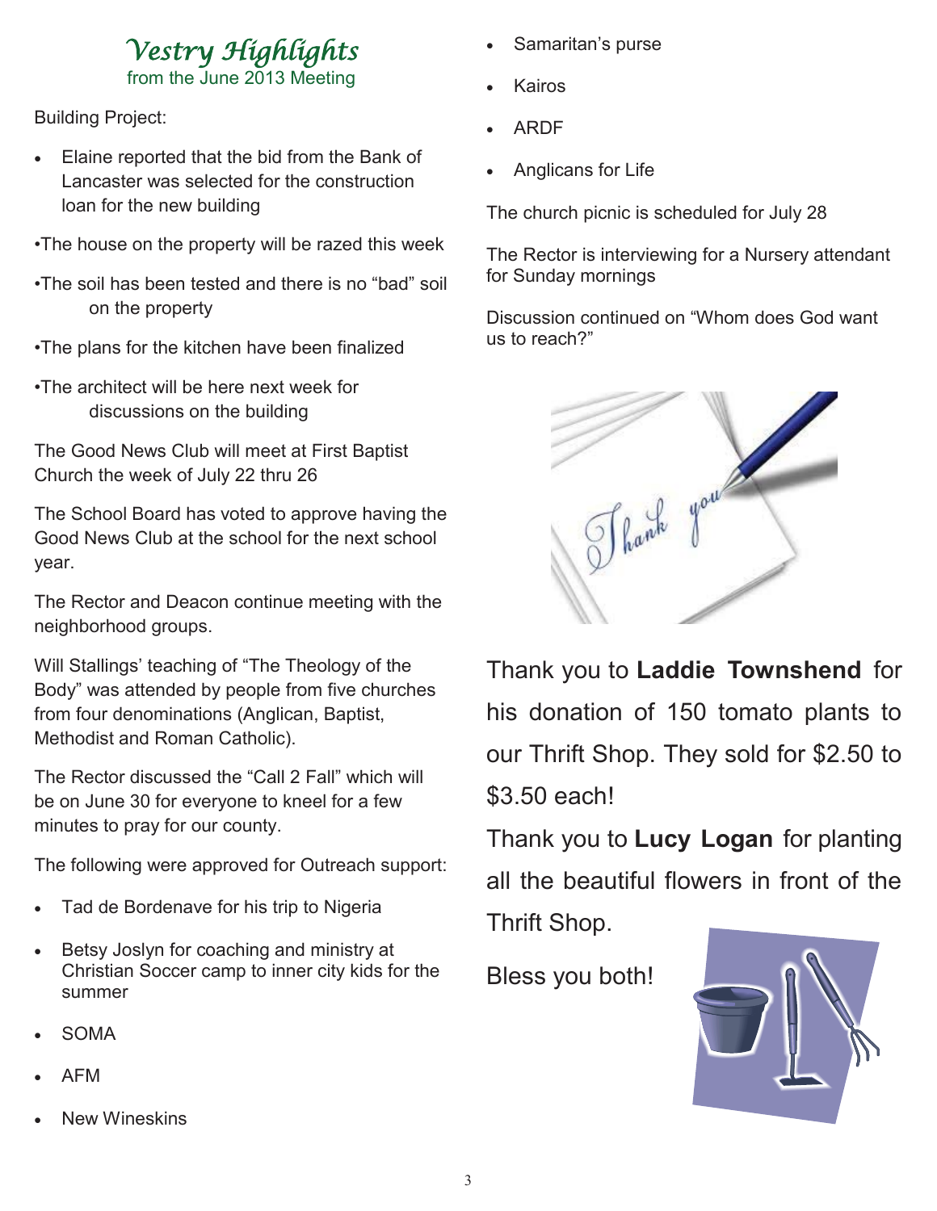# *Vestry Highlights*

from the June 2013 Meeting

Building Project:

- Elaine reported that the bid from the Bank of Lancaster was selected for the construction loan for the new building

•The house on the property will be razed this week

•The soil has been tested and there is no "bad" soil on the property

•The plans for the kitchen have been finalized

•The architect will be here next week for discussions on the building

The Good News Club will meet at First Baptist Church the week of July 22 thru 26

The School Board has voted to approve having the Good News Club at the school for the next school year.

The Rector and Deacon continue meeting with the neighborhood groups.

Will Stallings' teaching of "The Theology of the Body" was attended by people from five churches from four denominations (Anglican, Baptist, Methodist and Roman Catholic).

The Rector discussed the "Call 2 Fall" which will be on June 30 for everyone to kneel for a few minutes to pray for our county.

The following were approved for Outreach support:

- Tad de Bordenave for his trip to Nigeria
- Betsy Joslyn for coaching and ministry at Christian Soccer camp to inner city kids for the summer
- SOMA
- AFM
- New Wineskins
- Samaritan's purse
- Kairos
- ARDF
- Anglicans for Life

The church picnic is scheduled for July 28

The Rector is interviewing for a Nursery attendant for Sunday mornings

Discussion continued on "Whom does God want us to reach?"

Thank you to **Laddie Townshend** for his donation of 150 tomato plants to our Thrift Shop. They sold for $2.50 to $3.50 each!

Thank you to **Lucy Logan** for planting all the beautiful flowers in front of the Thrift Shop.

Bless you both!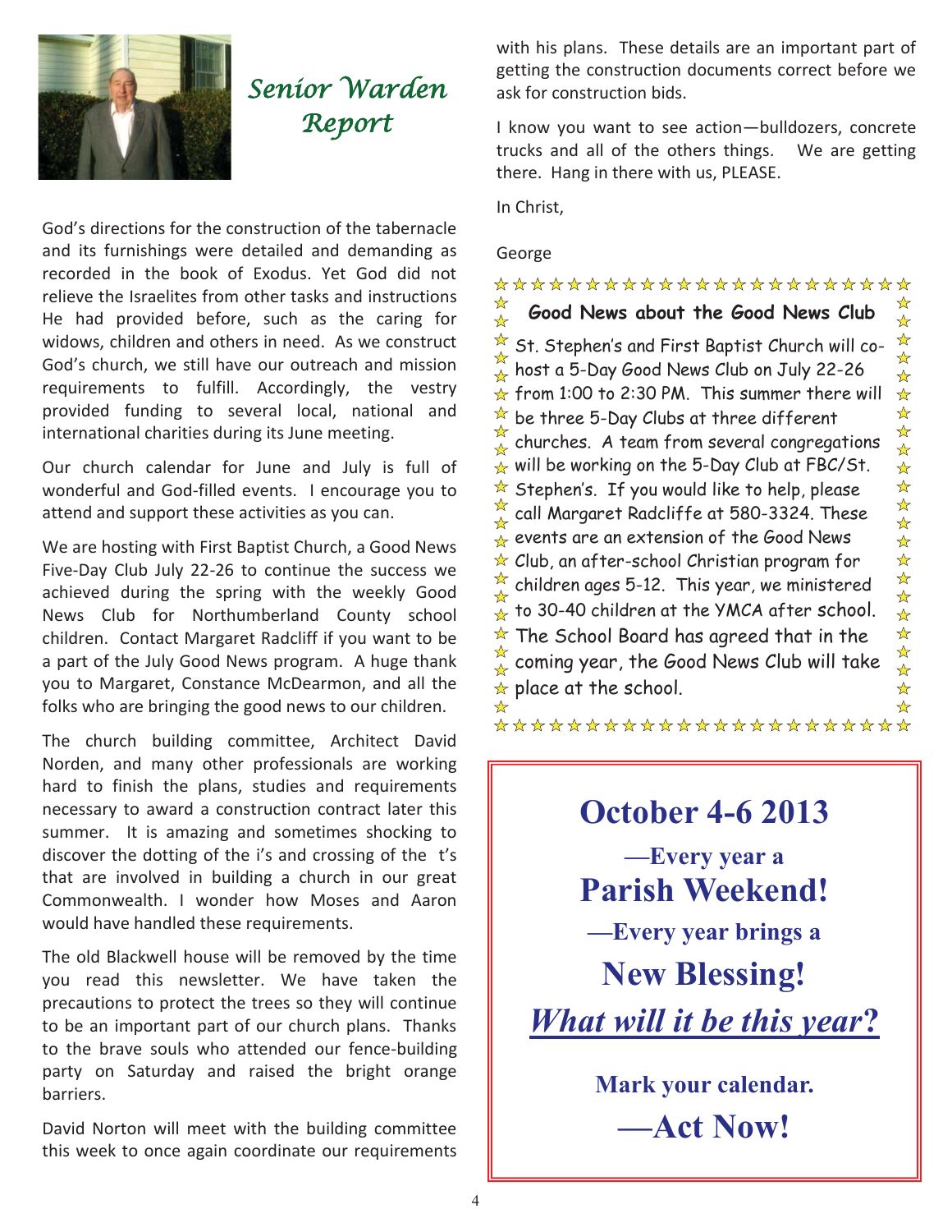# Senior Warden Report

God's directions for the construction of the tabernacle and its furnishings were detailed and demanding as recorded in the book of Exodus. Yet God did not relieve the Israelites from other tasks and instructions He had provided before, such as the caring for widows, children and others in need. As we construct God's church, we still have our outreach and mission requirements to fulfill. Accordingly, the vestry provided funding to several local, national and international charities during its June meeting.

Our church calendar for June and July is full of wonderful and God-filled events. I encourage you to attend and support these activities as you can.

We are hosting with First Baptist Church, a Good News Five-Day Club July 22-26 to continue the success we achieved during the spring with the weekly Good News Club for Northumberland County school children. Contact Margaret Radcliff if you want to be a part of the July Good News program. A huge thank you to Margaret, Constance McDearmon, and all the folks who are bringing the good news to our children.

The church building committee, Architect David Norden, and many other professionals are working hard to finish the plans, studies and requirements necessary to award a construction contract later this summer. It is amazing and sometimes shocking to discover the dotting of the i's and crossing of the t's that are involved in building a church in our great Commonwealth. I wonder how Moses and Aaron would have handled these requirements.

The old Blackwell house will be removed by the time you read this newsletter. We have taken the precautions to protect the trees so they will continue to be an important part of our church plans. Thanks to the brave souls who attended our fence-building party on Saturday and raised the bright orange barriers.

David Norton will meet with the building committee this week to once again coordinate our requirements with his plans. These details are an important part of getting the construction documents correct before we ask for construction bids.

I know you want to see action—bulldozers, concrete trucks and all of the others things. We are getting there. Hang in there with us, PLEASE.

In Christ,

George

## Good News about the Good News Club

St. Stephen's and First Baptist Church will co-host a 5-Day Good News Club on July 22-26 from 1:00 to 2:30 PM. This summer there will be three 5-Day Clubs at three different churches. A team from several congregations will be working on the 5-Day Club at FBC/St. Stephen's. If you would like to help, please call Margaret Radcliffe at 580-3324. These events are an extension of the Good News Club, an after-school Christian program for children ages 5-12. This year, we ministered to 30-40 children at the YMCA after school. The School Board has agreed that in the coming year, the Good News Club will take place at the school.

## October 4-6 2013

**—Every year a**

**Parish Weekend!**

**—Every year brings a**

**New Blessing!**

***What will it be this year?***

**Mark your calendar.**

**—Act Now!**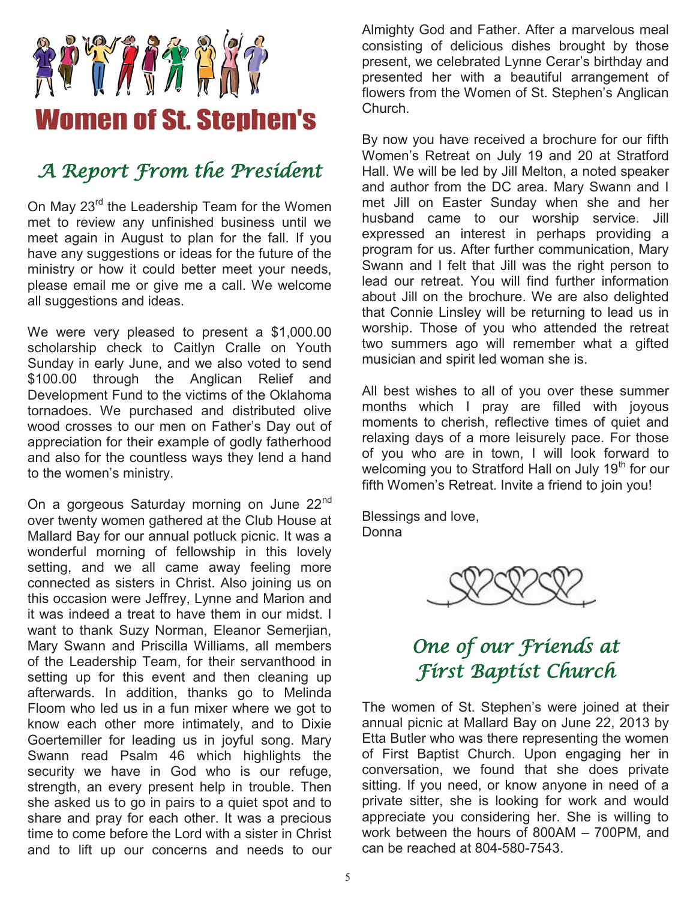# Women of St. Stephen's

## *A Report From the President*

On May 23rd the Leadership Team for the Women met to review any unfinished business until we meet again in August to plan for the fall. If you have any suggestions or ideas for the future of the ministry or how it could better meet your needs, please email me or give me a call. We welcome all suggestions and ideas.

We were very pleased to present a $1,000.00 scholarship check to Caitlyn Cralle on Youth Sunday in early June, and we also voted to send $100.00 through the Anglican Relief and Development Fund to the victims of the Oklahoma tornadoes. We purchased and distributed olive wood crosses to our men on Father's Day out of appreciation for their example of godly fatherhood and also for the countless ways they lend a hand to the women's ministry.

On a gorgeous Saturday morning on June 22nd over twenty women gathered at the Club House at Mallard Bay for our annual potluck picnic. It was a wonderful morning of fellowship in this lovely setting, and we all came away feeling more connected as sisters in Christ. Also joining us on this occasion were Jeffrey, Lynne and Marion and it was indeed a treat to have them in our midst. I want to thank Suzy Norman, Eleanor Semerjian, Mary Swann and Priscilla Williams, all members of the Leadership Team, for their servanthood in setting up for this event and then cleaning up afterwards. In addition, thanks go to Melinda Floom who led us in a fun mixer where we got to know each other more intimately, and to Dixie Goertemiller for leading us in joyful song. Mary Swann read Psalm 46 which highlights the security we have in God who is our refuge, strength, an every present help in trouble. Then she asked us to go in pairs to a quiet spot and to share and pray for each other. It was a precious time to come before the Lord with a sister in Christ and to lift up our concerns and needs to our Almighty God and Father. After a marvelous meal consisting of delicious dishes brought by those present, we celebrated Lynne Cerar's birthday and presented her with a beautiful arrangement of flowers from the Women of St. Stephen's Anglican Church.

By now you have received a brochure for our fifth Women's Retreat on July 19 and 20 at Stratford Hall. We will be led by Jill Melton, a noted speaker and author from the DC area. Mary Swann and I met Jill on Easter Sunday when she and her husband came to our worship service. Jill expressed an interest in perhaps providing a program for us. After further communication, Mary Swann and I felt that Jill was the right person to lead our retreat. You will find further information about Jill on the brochure. We are also delighted that Connie Linsley will be returning to lead us in worship. Those of you who attended the retreat two summers ago will remember what a gifted musician and spirit led woman she is.

All best wishes to all of you over these summer months which I pray are filled with joyous moments to cherish, reflective times of quiet and relaxing days of a more leisurely pace. For those of you who are in town, I will look forward to welcoming you to Stratford Hall on July 19th for our fifth Women's Retreat. Invite a friend to join you!

Blessings and love,
Donna

## *One of our Friends at First Baptist Church*

The women of St. Stephen's were joined at their annual picnic at Mallard Bay on June 22, 2013 by Etta Butler who was there representing the women of First Baptist Church. Upon engaging her in conversation, we found that she does private sitting. If you need, or know anyone in need of a private sitter, she is looking for work and would appreciate you considering her. She is willing to work between the hours of 800AM – 700PM, and can be reached at 804-580-7543.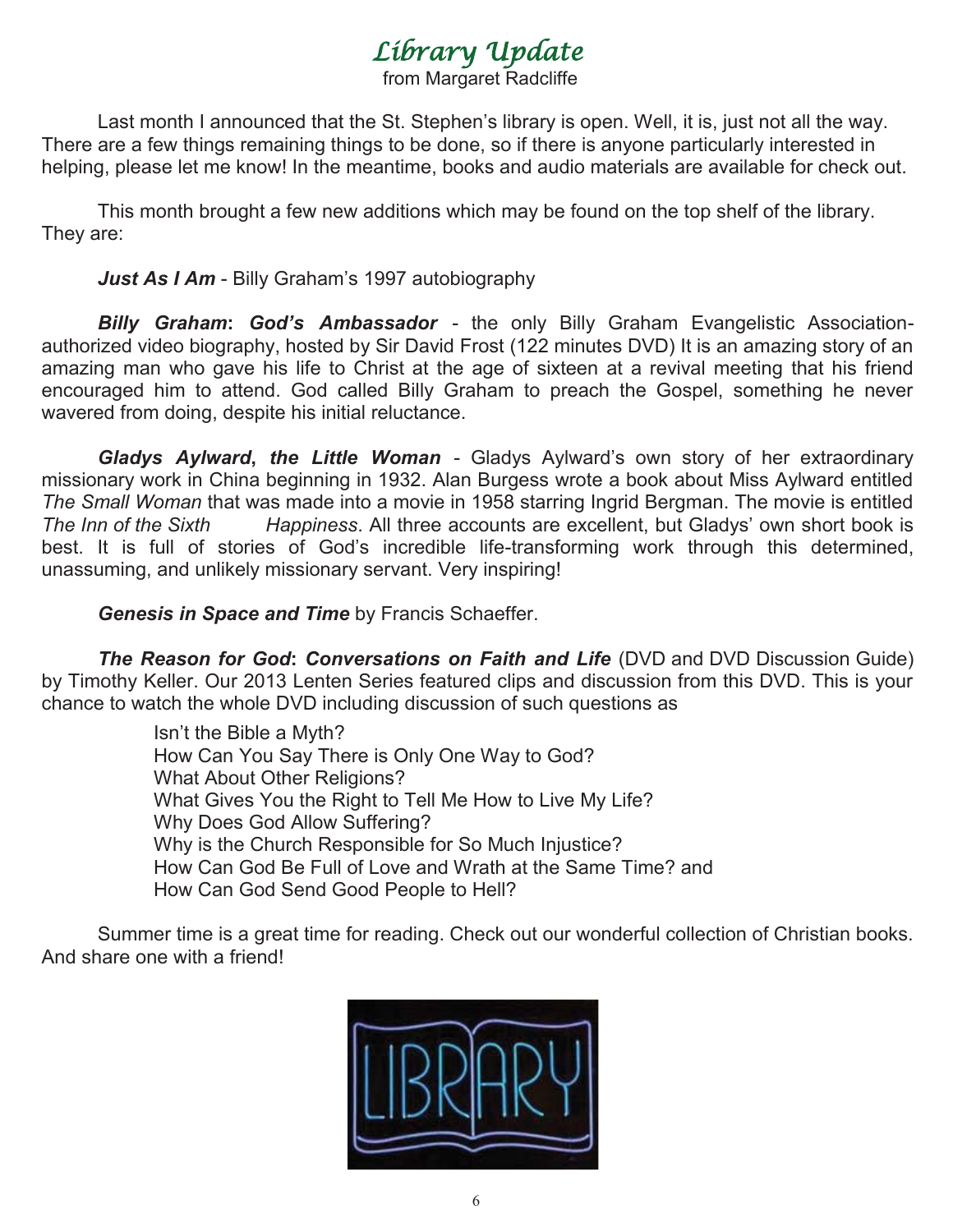# *Library Update*

from Margaret Radcliffe

Last month I announced that the St. Stephen's library is open. Well, it is, just not all the way. There are a few things remaining things to be done, so if there is anyone particularly interested in helping, please let me know! In the meantime, books and audio materials are available for check out.

This month brought a few new additions which may be found on the top shelf of the library. They are:

***Just As I Am*** - Billy Graham's 1997 autobiography

***Billy Graham*: *God's Ambassador*** - the only Billy Graham Evangelistic Association-authorized video biography, hosted by Sir David Frost (122 minutes DVD) It is an amazing story of an amazing man who gave his life to Christ at the age of sixteen at a revival meeting that his friend encouraged him to attend. God called Billy Graham to preach the Gospel, something he never wavered from doing, despite his initial reluctance.

***Gladys Aylward*, *the Little Woman*** - Gladys Aylward's own story of her extraordinary missionary work in China beginning in 1932. Alan Burgess wrote a book about Miss Aylward entitled *The Small Woman* that was made into a movie in 1958 starring Ingrid Bergman. The movie is entitled *The Inn of the Sixth Happiness*. All three accounts are excellent, but Gladys' own short book is best. It is full of stories of God's incredible life-transforming work through this determined, unassuming, and unlikely missionary servant. Very inspiring!

***Genesis in Space and Time*** by Francis Schaeffer.

***The Reason for God*: *Conversations on Faith and Life*** (DVD and DVD Discussion Guide) by Timothy Keller. Our 2013 Lenten Series featured clips and discussion from this DVD. This is your chance to watch the whole DVD including discussion of such questions as

Isn't the Bible a Myth?
How Can You Say There is Only One Way to God?
What About Other Religions?
What Gives You the Right to Tell Me How to Live My Life?
Why Does God Allow Suffering?
Why is the Church Responsible for So Much Injustice?
How Can God Be Full of Love and Wrath at the Same Time? and
How Can God Send Good People to Hell?

Summer time is a great time for reading. Check out our wonderful collection of Christian books. And share one with a friend!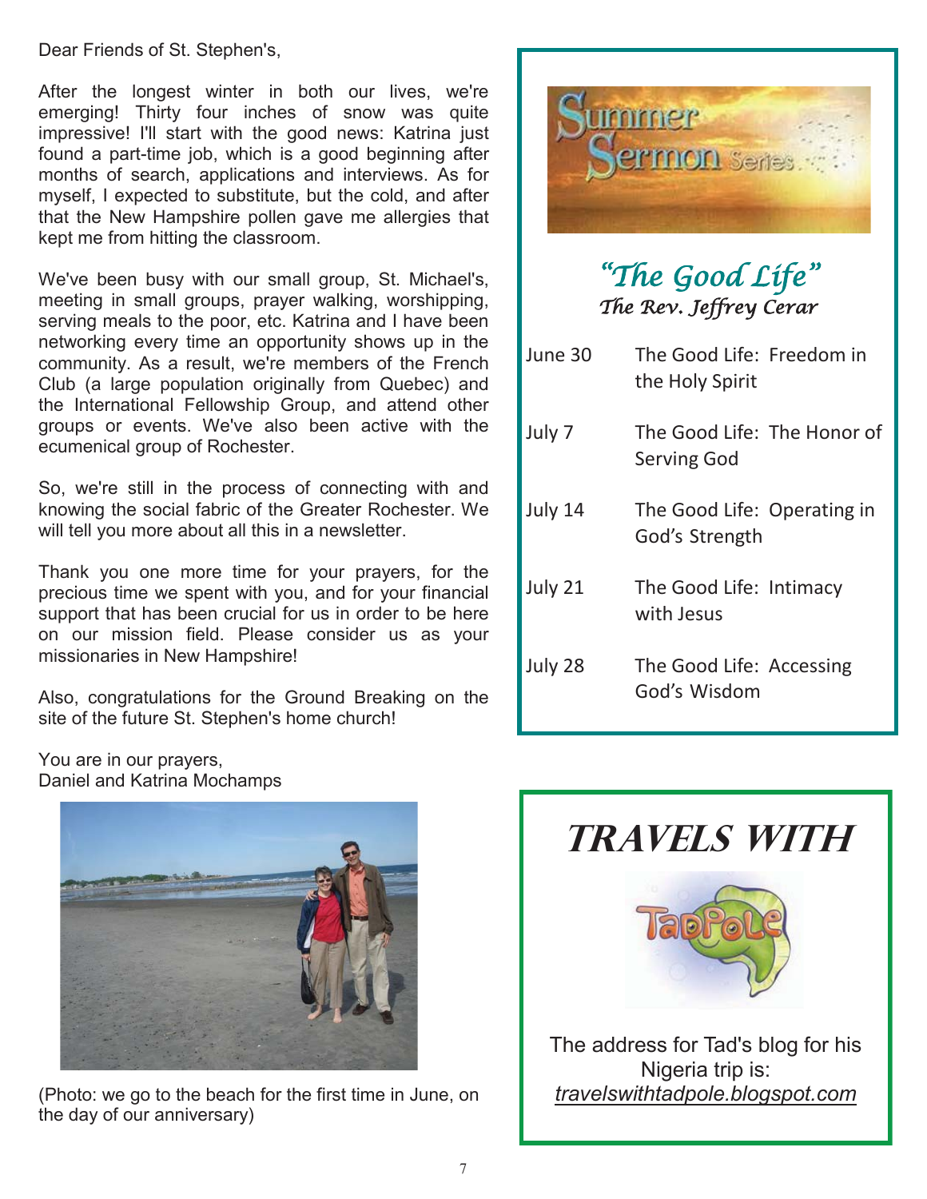Dear Friends of St. Stephen's,

After the longest winter in both our lives, we're emerging! Thirty four inches of snow was quite impressive! I'll start with the good news: Katrina just found a part-time job, which is a good beginning after months of search, applications and interviews. As for myself, I expected to substitute, but the cold, and after that the New Hampshire pollen gave me allergies that kept me from hitting the classroom.

We've been busy with our small group, St. Michael's, meeting in small groups, prayer walking, worshipping, serving meals to the poor, etc. Katrina and I have been networking every time an opportunity shows up in the community. As a result, we're members of the French Club (a large population originally from Quebec) and the International Fellowship Group, and attend other groups or events. We've also been active with the ecumenical group of Rochester.

So, we're still in the process of connecting with and knowing the social fabric of the Greater Rochester. We will tell you more about all this in a newsletter.

Thank you one more time for your prayers, for the precious time we spent with you, and for your financial support that has been crucial for us in order to be here on our mission field. Please consider us as your missionaries in New Hampshire!

Also, congratulations for the Ground Breaking on the site of the future St. Stephen's home church!

You are in our prayers,
Daniel and Katrina Mochamps

(Photo: we go to the beach for the first time in June, on the day of our anniversary)

## Summer Sermon Series

### *"The Good Life"*

*The Rev. Jeffrey Cerar*

| | |
|---|---|
| June 30 | The Good Life: Freedom in the Holy Spirit |
| July 7 | The Good Life: The Honor of Serving God |
| July 14 | The Good Life: Operating in God's Strength |
| July 21 | The Good Life: Intimacy with Jesus |
| July 28 | The Good Life: Accessing God's Wisdom |

## TRAVELS WITH TadPole

The address for Tad's blog for his Nigeria trip is:
*travelswithtadpole.blogspot.com*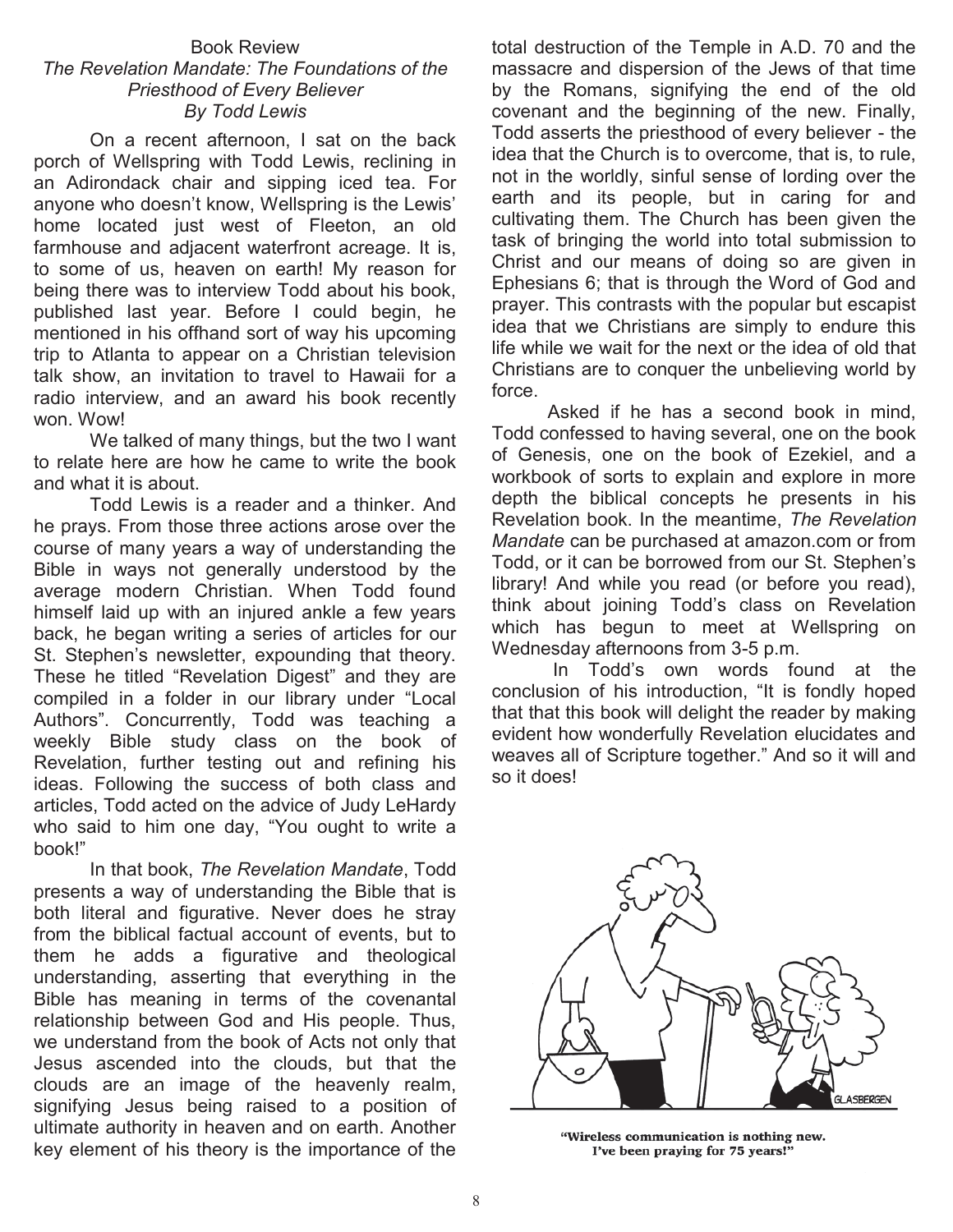Book Review

*The Revelation Mandate: The Foundations of the Priesthood of Every Believer*
*By Todd Lewis*

On a recent afternoon, I sat on the back porch of Wellspring with Todd Lewis, reclining in an Adirondack chair and sipping iced tea. For anyone who doesn't know, Wellspring is the Lewis' home located just west of Fleeton, an old farmhouse and adjacent waterfront acreage. It is, to some of us, heaven on earth! My reason for being there was to interview Todd about his book, published last year. Before I could begin, he mentioned in his offhand sort of way his upcoming trip to Atlanta to appear on a Christian television talk show, an invitation to travel to Hawaii for a radio interview, and an award his book recently won. Wow!

We talked of many things, but the two I want to relate here are how he came to write the book and what it is about.

Todd Lewis is a reader and a thinker. And he prays. From those three actions arose over the course of many years a way of understanding the Bible in ways not generally understood by the average modern Christian. When Todd found himself laid up with an injured ankle a few years back, he began writing a series of articles for our St. Stephen's newsletter, expounding that theory. These he titled "Revelation Digest" and they are compiled in a folder in our library under "Local Authors". Concurrently, Todd was teaching a weekly Bible study class on the book of Revelation, further testing out and refining his ideas. Following the success of both class and articles, Todd acted on the advice of Judy LeHardy who said to him one day, "You ought to write a book!"

In that book, *The Revelation Mandate*, Todd presents a way of understanding the Bible that is both literal and figurative. Never does he stray from the biblical factual account of events, but to them he adds a figurative and theological understanding, asserting that everything in the Bible has meaning in terms of the covenantal relationship between God and His people. Thus, we understand from the book of Acts not only that Jesus ascended into the clouds, but that the clouds are an image of the heavenly realm, signifying Jesus being raised to a position of ultimate authority in heaven and on earth. Another key element of his theory is the importance of the total destruction of the Temple in A.D. 70 and the massacre and dispersion of the Jews of that time by the Romans, signifying the end of the old covenant and the beginning of the new. Finally, Todd asserts the priesthood of every believer - the idea that the Church is to overcome, that is, to rule, not in the worldly, sinful sense of lording over the earth and its people, but in caring for and cultivating them. The Church has been given the task of bringing the world into total submission to Christ and our means of doing so are given in Ephesians 6; that is through the Word of God and prayer. This contrasts with the popular but escapist idea that we Christians are simply to endure this life while we wait for the next or the idea of old that Christians are to conquer the unbelieving world by force.

Asked if he has a second book in mind, Todd confessed to having several, one on the book of Genesis, one on the book of Ezekiel, and a workbook of sorts to explain and explore in more depth the biblical concepts he presents in his Revelation book. In the meantime, *The Revelation Mandate* can be purchased at amazon.com or from Todd, or it can be borrowed from our St. Stephen's library! And while you read (or before you read), think about joining Todd's class on Revelation which has begun to meet at Wellspring on Wednesday afternoons from 3-5 p.m.

In Todd's own words found at the conclusion of his introduction, "It is fondly hoped that that this book will delight the reader by making evident how wonderfully Revelation elucidates and weaves all of Scripture together." And so it will and so it does!

"Wireless communication is nothing new. I've been praying for 75 years!"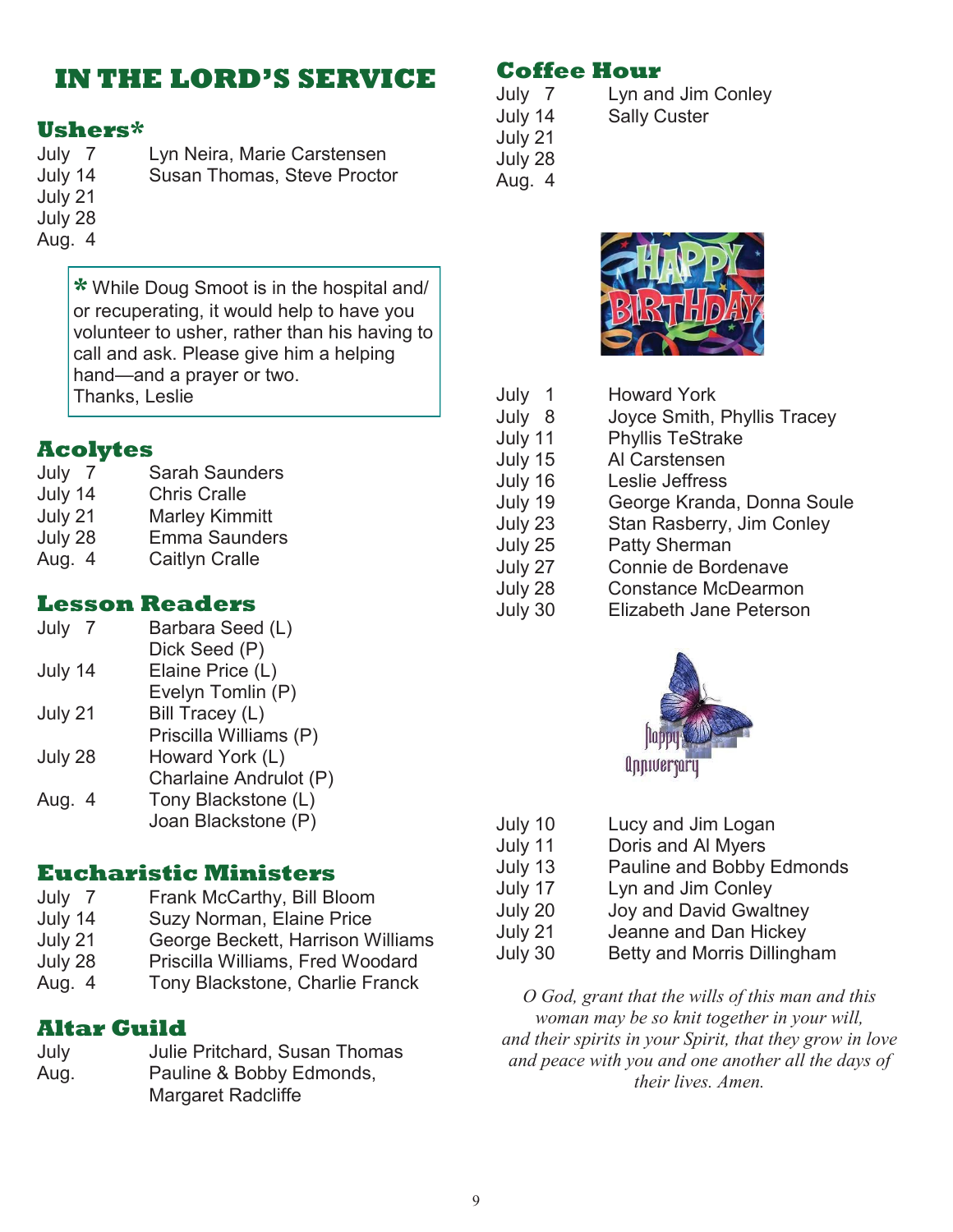# IN THE LORD'S SERVICE

## Ushers*

| | |
|---|---|
| July 7 | Lyn Neira, Marie Carstensen |
| July 14 | Susan Thomas, Steve Proctor |
| July 21 | |
| July 28 | |
| Aug. 4 | |

> * While Doug Smoot is in the hospital and/or recuperating, it would help to have you volunteer to usher, rather than his having to call and ask. Please give him a helping hand—and a prayer or two.
> Thanks, Leslie

## Acolytes

| | |
|---|---|
| July 7 | Sarah Saunders |
| July 14 | Chris Cralle |
| July 21 | Marley Kimmitt |
| July 28 | Emma Saunders |
| Aug. 4 | Caitlyn Cralle |

## Lesson Readers

| | |
|---|---|
| July 7 | Barbara Seed (L)<br>Dick Seed (P) |
| July 14 | Elaine Price (L)<br>Evelyn Tomlin (P) |
| July 21 | Bill Tracey (L)<br>Priscilla Williams (P) |
| July 28 | Howard York (L)<br>Charlaine Andrulot (P) |
| Aug. 4 | Tony Blackstone (L)<br>Joan Blackstone (P) |

## Eucharistic Ministers

| | |
|---|---|
| July 7 | Frank McCarthy, Bill Bloom |
| July 14 | Suzy Norman, Elaine Price |
| July 21 | George Beckett, Harrison Williams |
| July 28 | Priscilla Williams, Fred Woodard |
| Aug. 4 | Tony Blackstone, Charlie Franck |

## Altar Guild

| | |
|---|---|
| July | Julie Pritchard, Susan Thomas |
| Aug. | Pauline & Bobby Edmonds,<br>Margaret Radcliffe |

## Coffee Hour

| | |
|---|---|
| July 7 | Lyn and Jim Conley |
| July 14 | Sally Custer |
| July 21 | |
| July 28 | |
| Aug. 4 | |

## Happy Birthday

| | |
|---|---|
| July 1 | Howard York |
| July 8 | Joyce Smith, Phyllis Tracey |
| July 11 | Phyllis TeStrake |
| July 15 | Al Carstensen |
| July 16 | Leslie Jeffress |
| July 19 | George Kranda, Donna Soule |
| July 23 | Stan Rasberry, Jim Conley |
| July 25 | Patty Sherman |
| July 27 | Connie de Bordenave |
| July 28 | Constance McDearmon |
| July 30 | Elizabeth Jane Peterson |

## Happy Anniversary

| | |
|---|---|
| July 10 | Lucy and Jim Logan |
| July 11 | Doris and Al Myers |
| July 13 | Pauline and Bobby Edmonds |
| July 17 | Lyn and Jim Conley |
| July 20 | Joy and David Gwaltney |
| July 21 | Jeanne and Dan Hickey |
| July 30 | Betty and Morris Dillingham |

*O God, grant that the wills of this man and this woman may be so knit together in your will, and their spirits in your Spirit, that they grow in love and peace with you and one another all the days of their lives. Amen.*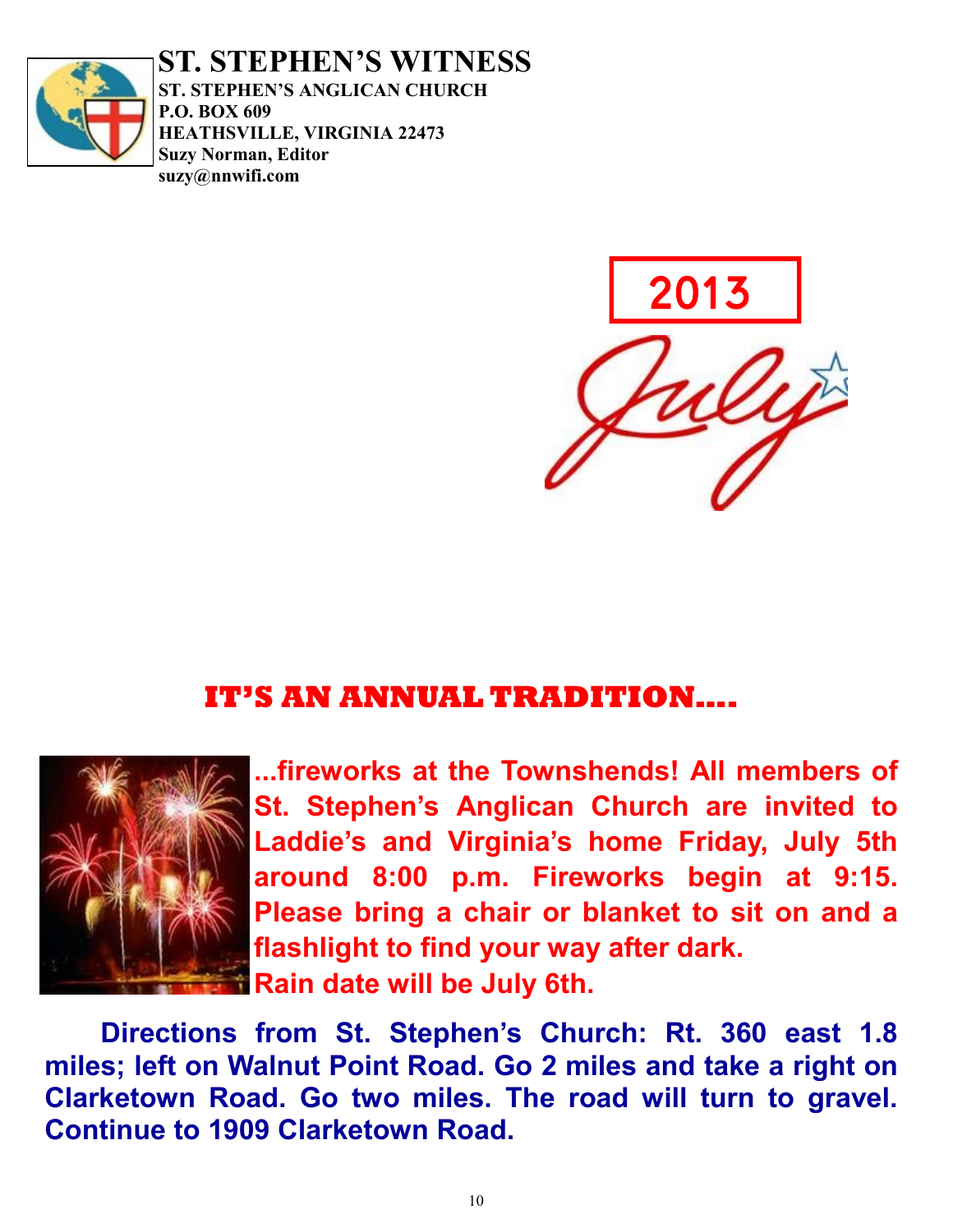# ST. STEPHEN'S WITNESS

**ST. STEPHEN'S ANGLICAN CHURCH**
**P.O. BOX 609**
**HEATHSVILLE, VIRGINIA 22473**
**Suzy Norman, Editor**
**suzy@nnwifi.com**

2013

July

## IT'S AN ANNUAL TRADITION....

**...fireworks at the Townshends! All members of St. Stephen's Anglican Church are invited to Laddie's and Virginia's home Friday, July 5th around 8:00 p.m. Fireworks begin at 9:15. Please bring a chair or blanket to sit on and a flashlight to find your way after dark.**
**Rain date will be July 6th.**

**Directions from St. Stephen's Church: Rt. 360 east 1.8 miles; left on Walnut Point Road. Go 2 miles and take a right on Clarketown Road. Go two miles. The road will turn to gravel. Continue to 1909 Clarketown Road.**